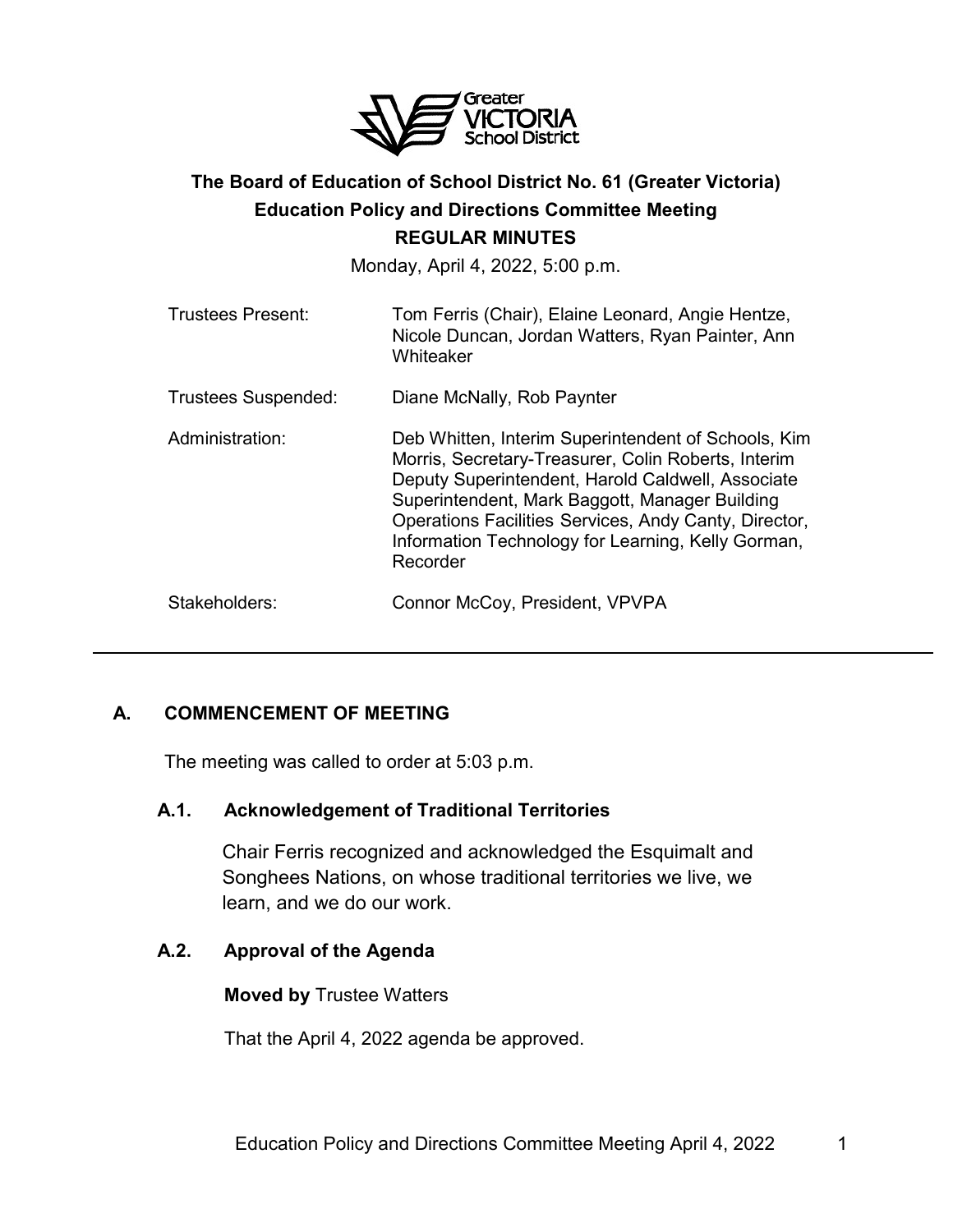**The Board of Education of School District No. 61 (Greater Victoria)**
**Education Policy and Directions Committee Meeting**
**REGULAR MINUTES**

Monday, April 4, 2022, 5:00 p.m.

| | |
|---|---|
| Trustees Present: | Tom Ferris (Chair), Elaine Leonard, Angie Hentze, Nicole Duncan, Jordan Watters, Ryan Painter, Ann Whiteaker |
| Trustees Suspended: | Diane McNally, Rob Paynter |
| Administration: | Deb Whitten, Interim Superintendent of Schools, Kim Morris, Secretary-Treasurer, Colin Roberts, Interim Deputy Superintendent, Harold Caldwell, Associate Superintendent, Mark Baggott, Manager Building Operations Facilities Services, Andy Canty, Director, Information Technology for Learning, Kelly Gorman, Recorder |
| Stakeholders: | Connor McCoy, President, VPVPA |

---

## A. COMMENCEMENT OF MEETING

The meeting was called to order at 5:03 p.m.

### A.1. Acknowledgement of Traditional Territories

Chair Ferris recognized and acknowledged the Esquimalt and Songhees Nations, on whose traditional territories we live, we learn, and we do our work.

### A.2. Approval of the Agenda

**Moved by** Trustee Watters

That the April 4, 2022 agenda be approved.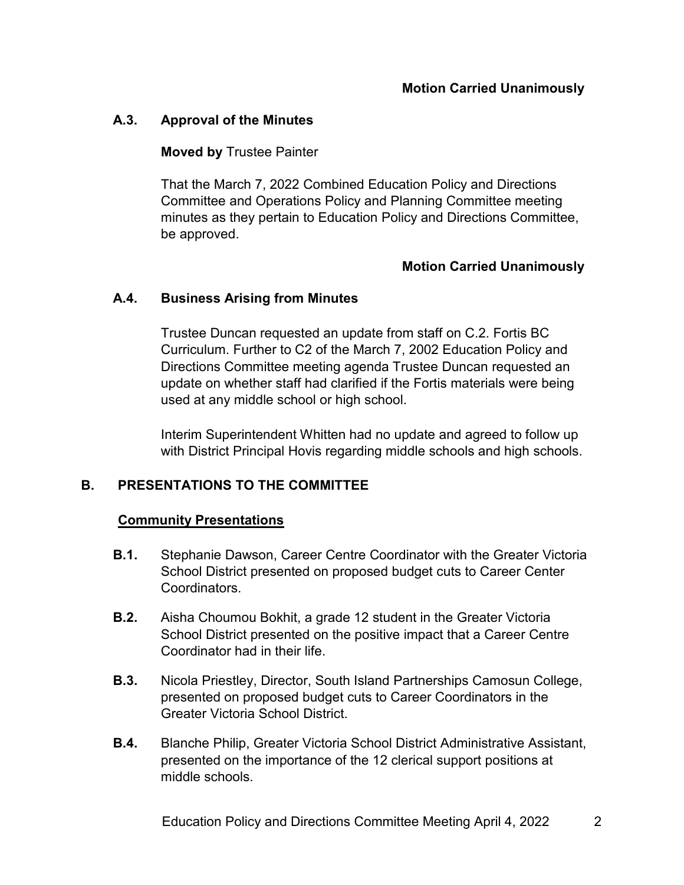**Motion Carried Unanimously**

### A.3. Approval of the Minutes

**Moved by** Trustee Painter

That the March 7, 2022 Combined Education Policy and Directions Committee and Operations Policy and Planning Committee meeting minutes as they pertain to Education Policy and Directions Committee, be approved.

**Motion Carried Unanimously**

### A.4. Business Arising from Minutes

Trustee Duncan requested an update from staff on C.2. Fortis BC Curriculum. Further to C2 of the March 7, 2002 Education Policy and Directions Committee meeting agenda Trustee Duncan requested an update on whether staff had clarified if the Fortis materials were being used at any middle school or high school.

Interim Superintendent Whitten had no update and agreed to follow up with District Principal Hovis regarding middle schools and high schools.

## B. PRESENTATIONS TO THE COMMITTEE

**Community Presentations**

**B.1.** Stephanie Dawson, Career Centre Coordinator with the Greater Victoria School District presented on proposed budget cuts to Career Center Coordinators.

**B.2.** Aisha Choumou Bokhit, a grade 12 student in the Greater Victoria School District presented on the positive impact that a Career Centre Coordinator had in their life.

**B.3.** Nicola Priestley, Director, South Island Partnerships Camosun College, presented on proposed budget cuts to Career Coordinators in the Greater Victoria School District.

**B.4.** Blanche Philip, Greater Victoria School District Administrative Assistant, presented on the importance of the 12 clerical support positions at middle schools.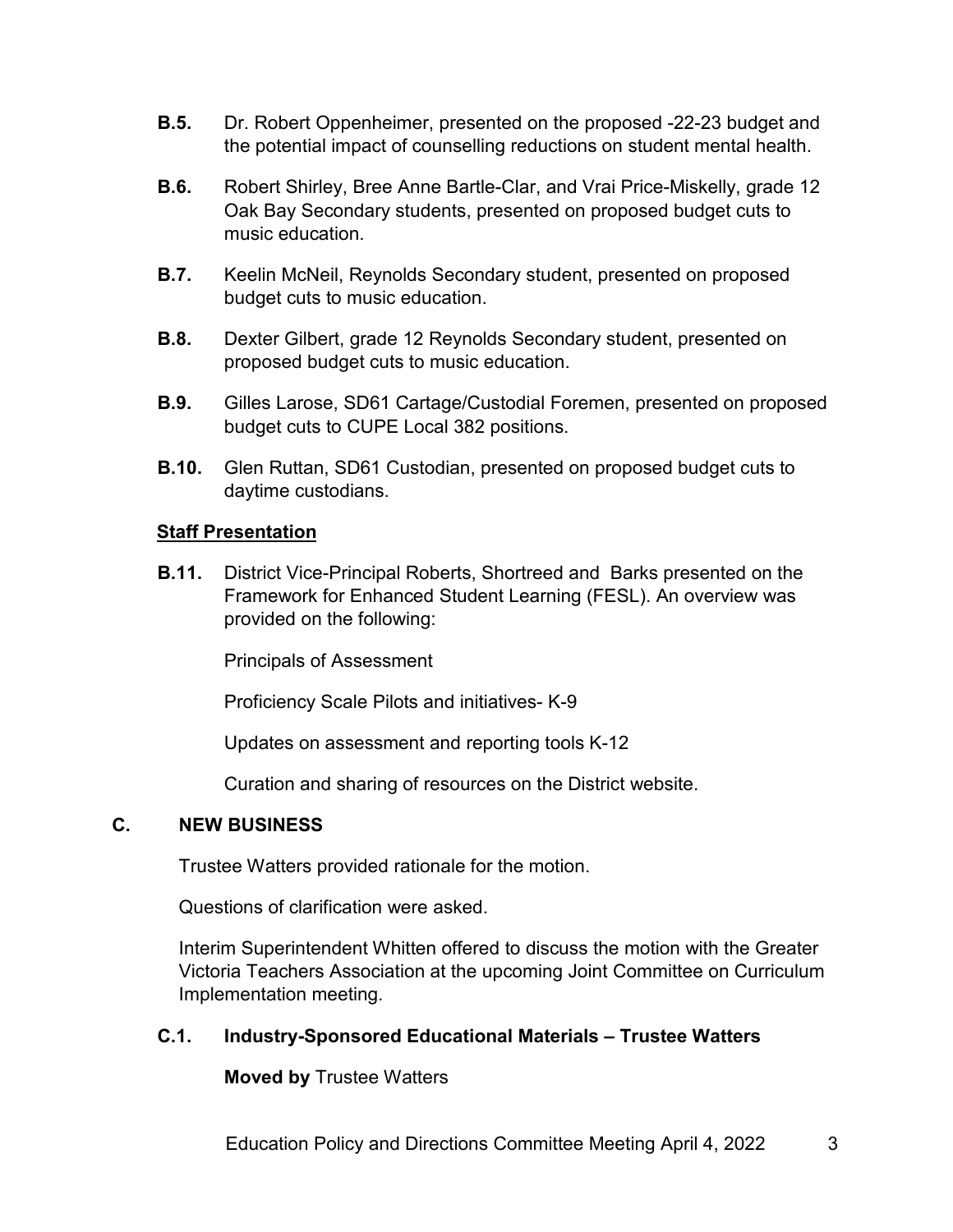**B.5.** Dr. Robert Oppenheimer, presented on the proposed -22-23 budget and the potential impact of counselling reductions on student mental health.

**B.6.** Robert Shirley, Bree Anne Bartle-Clar, and Vrai Price-Miskelly, grade 12 Oak Bay Secondary students, presented on proposed budget cuts to music education.

**B.7.** Keelin McNeil, Reynolds Secondary student, presented on proposed budget cuts to music education.

**B.8.** Dexter Gilbert, grade 12 Reynolds Secondary student, presented on proposed budget cuts to music education.

**B.9.** Gilles Larose, SD61 Cartage/Custodial Foremen, presented on proposed budget cuts to CUPE Local 382 positions.

**B.10.** Glen Ruttan, SD61 Custodian, presented on proposed budget cuts to daytime custodians.

**Staff Presentation**

**B.11.** District Vice-Principal Roberts, Shortreed and Barks presented on the Framework for Enhanced Student Learning (FESL). An overview was provided on the following:

Principals of Assessment

Proficiency Scale Pilots and initiatives- K-9

Updates on assessment and reporting tools K-12

Curation and sharing of resources on the District website.

## C. NEW BUSINESS

Trustee Watters provided rationale for the motion.

Questions of clarification were asked.

Interim Superintendent Whitten offered to discuss the motion with the Greater Victoria Teachers Association at the upcoming Joint Committee on Curriculum Implementation meeting.

### C.1. Industry-Sponsored Educational Materials – Trustee Watters

**Moved by** Trustee Watters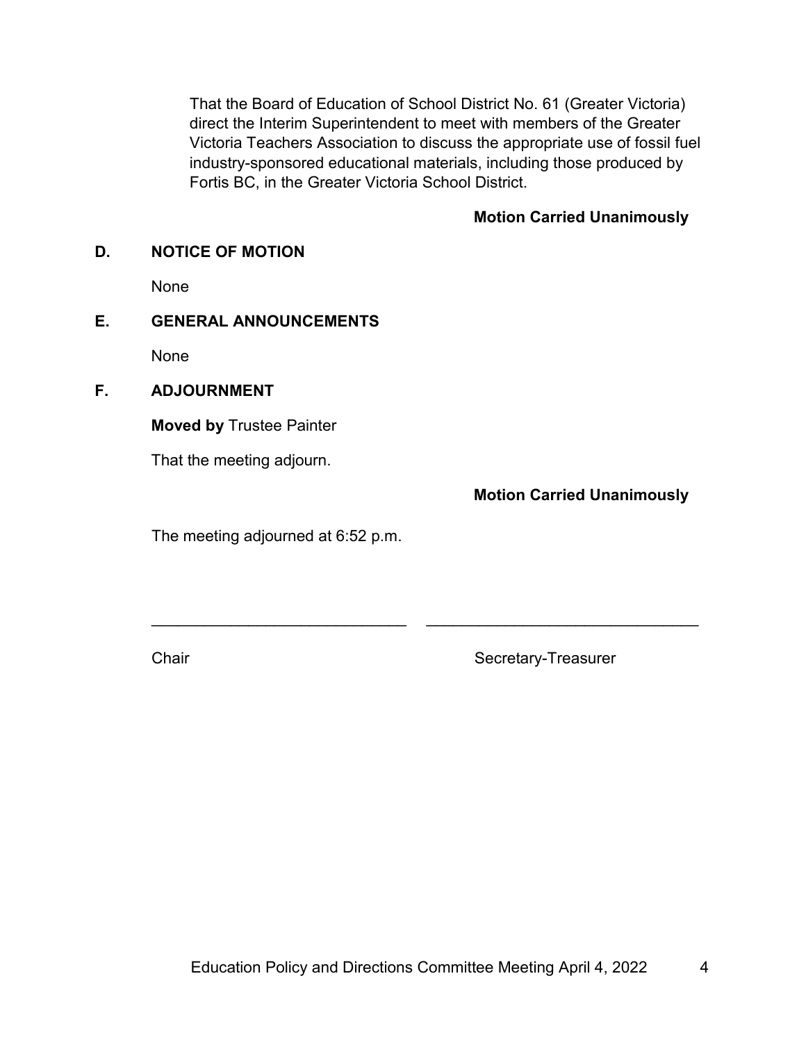That the Board of Education of School District No. 61 (Greater Victoria) direct the Interim Superintendent to meet with members of the Greater Victoria Teachers Association to discuss the appropriate use of fossil fuel industry-sponsored educational materials, including those produced by Fortis BC, in the Greater Victoria School District.

**Motion Carried Unanimously**

## D. NOTICE OF MOTION

None

## E. GENERAL ANNOUNCEMENTS

None

## F. ADJOURNMENT

**Moved by** Trustee Painter

That the meeting adjourn.

**Motion Carried Unanimously**

The meeting adjourned at 6:52 p.m.

_____________________________ _______________________________

Chair Secretary-Treasurer